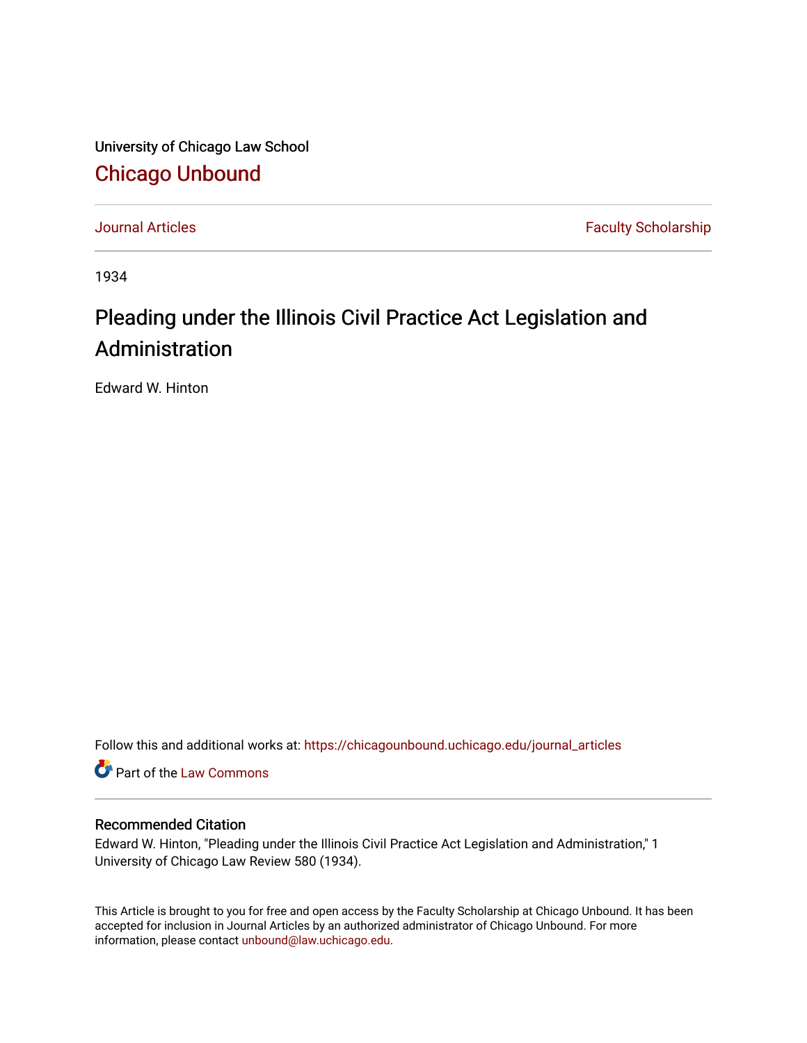University of Chicago Law School

Chicago Unbound

Journal Articles | Faculty Scholarship

1934

# Pleading under the Illinois Civil Practice Act Legislation and Administration

Edward W. Hinton

Follow this and additional works at: https://chicagounbound.uchicago.edu/journal_articles

Part of the Law Commons

## Recommended Citation

Edward W. Hinton, "Pleading under the Illinois Civil Practice Act Legislation and Administration," 1 University of Chicago Law Review 580 (1934).

This Article is brought to you for free and open access by the Faculty Scholarship at Chicago Unbound. It has been accepted for inclusion in Journal Articles by an authorized administrator of Chicago Unbound. For more information, please contact unbound@law.uchicago.edu.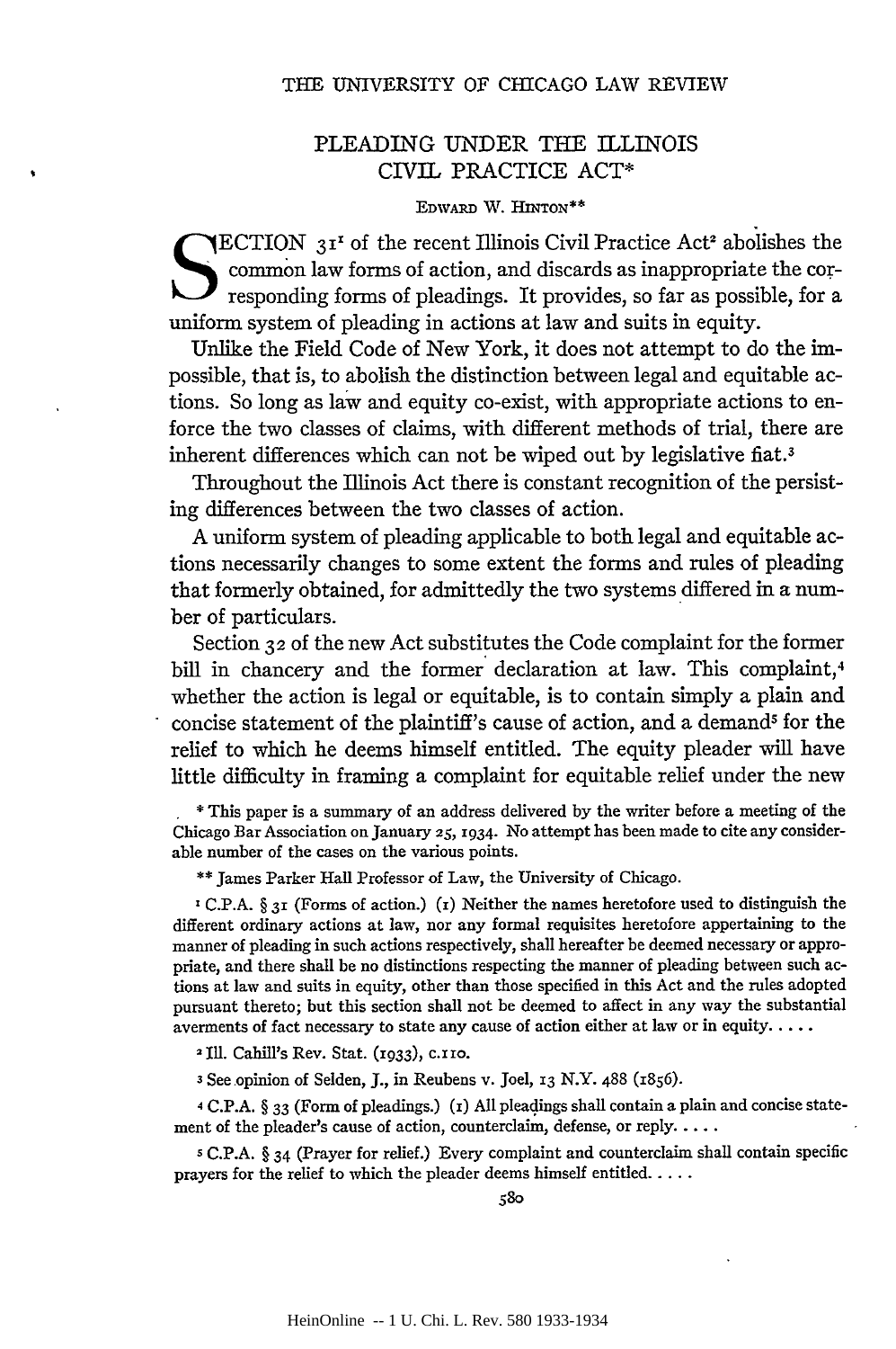# PLEADING UNDER THE ILLINOIS CIVIL PRACTICE ACT*

EDWARD W. HINTON**

SECTION 31[1] of the recent Illinois Civil Practice Act[2] abolishes the common law forms of action, and discards as inappropriate the corresponding forms of pleadings. It provides, so far as possible, for a uniform system of pleading in actions at law and suits in equity.

Unlike the Field Code of New York, it does not attempt to do the impossible, that is, to abolish the distinction between legal and equitable actions. So long as law and equity co-exist, with appropriate actions to enforce the two classes of claims, with different methods of trial, there are inherent differences which can not be wiped out by legislative fiat.[3]

Throughout the Illinois Act there is constant recognition of the persisting differences between the two classes of action.

A uniform system of pleading applicable to both legal and equitable actions necessarily changes to some extent the forms and rules of pleading that formerly obtained, for admittedly the two systems differed in a number of particulars.

Section 32 of the new Act substitutes the Code complaint for the former bill in chancery and the former declaration at law. This complaint,[4] whether the action is legal or equitable, is to contain simply a plain and concise statement of the plaintiff's cause of action, and a demand[5] for the relief to which he deems himself entitled. The equity pleader will have little difficulty in framing a complaint for equitable relief under the new

---

\* This paper is a summary of an address delivered by the writer before a meeting of the Chicago Bar Association on January 25, 1934. No attempt has been made to cite any considerable number of the cases on the various points.

\*\* James Parker Hall Professor of Law, the University of Chicago.

[1] C.P.A. § 31 (Forms of action.) (1) Neither the names heretofore used to distinguish the different ordinary actions at law, nor any formal requisites heretofore appertaining to the manner of pleading in such actions respectively, shall hereafter be deemed necessary or appropriate, and there shall be no distinctions respecting the manner of pleading between such actions at law and suits in equity, other than those specified in this Act and the rules adopted pursuant thereto; but this section shall not be deemed to affect in any way the substantial averments of fact necessary to state any cause of action either at law or in equity. . . . .

[2] Ill. Cahill's Rev. Stat. (1933), c.110.

[3] See opinion of Selden, J., in Reubens v. Joel, 13 N.Y. 488 (1856).

[4] C.P.A. § 33 (Form of pleadings.) (1) All pleadings shall contain a plain and concise statement of the pleader's cause of action, counterclaim, defense, or reply. . . . .

[5] C.P.A. § 34 (Prayer for relief.) Every complaint and counterclaim shall contain specific prayers for the relief to which the pleader deems himself entitled. . . . .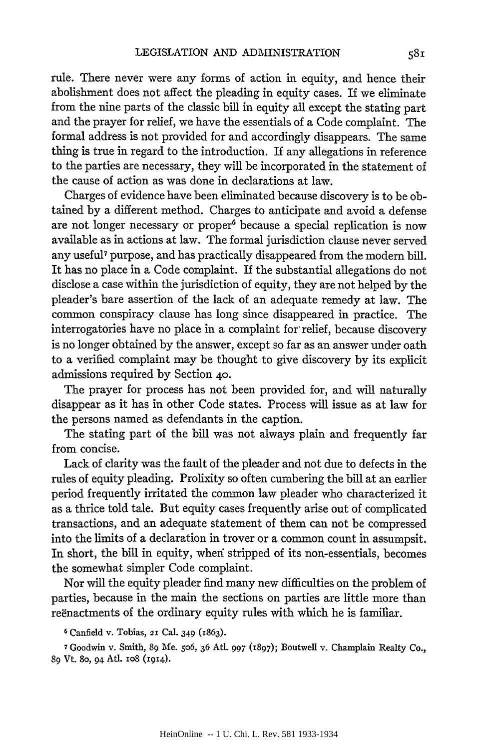rule. There never were any forms of action in equity, and hence their abolishment does not affect the pleading in equity cases. If we eliminate from the nine parts of the classic bill in equity all except the stating part and the prayer for relief, we have the essentials of a Code complaint. The formal address is not provided for and accordingly disappears. The same thing is true in regard to the introduction. If any allegations in reference to the parties are necessary, they will be incorporated in the statement of the cause of action as was done in declarations at law.

Charges of evidence have been eliminated because discovery is to be obtained by a different method. Charges to anticipate and avoid a defense are not longer necessary or proper[6] because a special replication is now available as in actions at law. The formal jurisdiction clause never served any useful[7] purpose, and has practically disappeared from the modern bill. It has no place in a Code complaint. If the substantial allegations do not disclose a case within the jurisdiction of equity, they are not helped by the pleader's bare assertion of the lack of an adequate remedy at law. The common conspiracy clause has long since disappeared in practice. The interrogatories have no place in a complaint for relief, because discovery is no longer obtained by the answer, except so far as an answer under oath to a verified complaint may be thought to give discovery by its explicit admissions required by Section 40.

The prayer for process has not been provided for, and will naturally disappear as it has in other Code states. Process will issue as at law for the persons named as defendants in the caption.

The stating part of the bill was not always plain and frequently far from concise.

Lack of clarity was the fault of the pleader and not due to defects in the rules of equity pleading. Prolixity so often cumbering the bill at an earlier period frequently irritated the common law pleader who characterized it as a thrice told tale. But equity cases frequently arise out of complicated transactions, and an adequate statement of them can not be compressed into the limits of a declaration in trover or a common count in assumpsit. In short, the bill in equity, when stripped of its non-essentials, becomes the somewhat simpler Code complaint.

Nor will the equity pleader find many new difficulties on the problem of parties, because in the main the sections on parties are little more than reënactments of the ordinary equity rules with which he is familiar.

---

[6] Canfield v. Tobias, 21 Cal. 349 (1863).

[7] Goodwin v. Smith, 89 Me. 506, 36 Atl. 997 (1897); Boutwell v. Champlain Realty Co., 89 Vt. 80, 94 Atl. 108 (1914).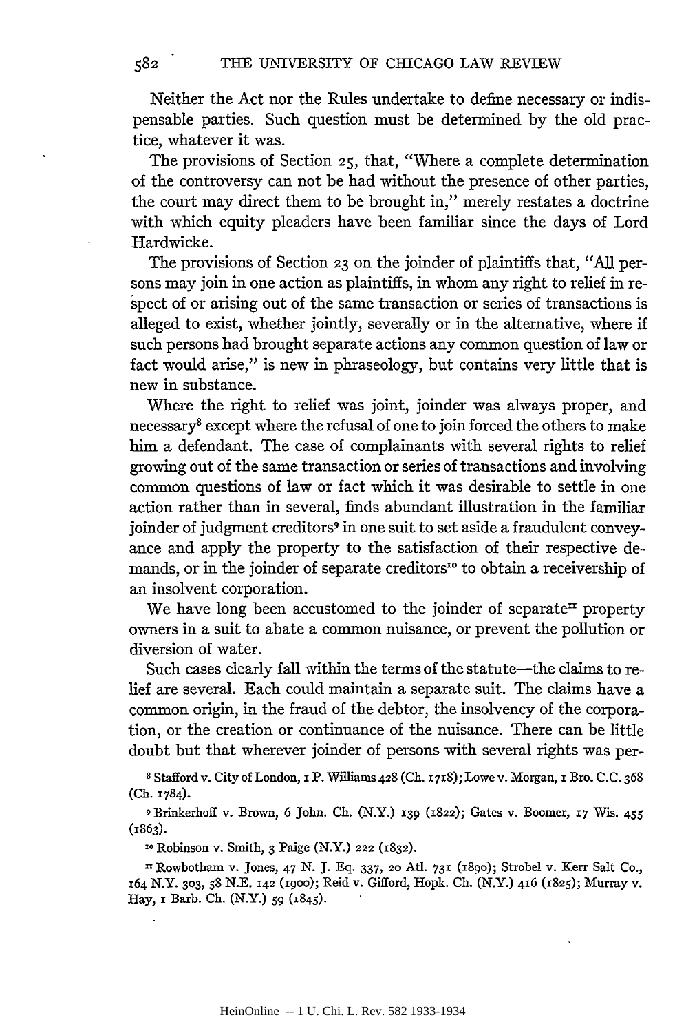Neither the Act nor the Rules undertake to define necessary or indispensable parties. Such question must be determined by the old practice, whatever it was.

The provisions of Section 25, that, "Where a complete determination of the controversy can not be had without the presence of other parties, the court may direct them to be brought in," merely restates a doctrine with which equity pleaders have been familiar since the days of Lord Hardwicke.

The provisions of Section 23 on the joinder of plaintiffs that, "All persons may join in one action as plaintiffs, in whom any right to relief in respect of or arising out of the same transaction or series of transactions is alleged to exist, whether jointly, severally or in the alternative, where if such persons had brought separate actions any common question of law or fact would arise," is new in phraseology, but contains very little that is new in substance.

Where the right to relief was joint, joinder was always proper, and necessary[8] except where the refusal of one to join forced the others to make him a defendant. The case of complainants with several rights to relief growing out of the same transaction or series of transactions and involving common questions of law or fact which it was desirable to settle in one action rather than in several, finds abundant illustration in the familiar joinder of judgment creditors[9] in one suit to set aside a fraudulent conveyance and apply the property to the satisfaction of their respective demands, or in the joinder of separate creditors[10] to obtain a receivership of an insolvent corporation.

We have long been accustomed to the joinder of separate[11] property owners in a suit to abate a common nuisance, or prevent the pollution or diversion of water.

Such cases clearly fall within the terms of the statute—the claims to relief are several. Each could maintain a separate suit. The claims have a common origin, in the fraud of the debtor, the insolvency of the corporation, or the creation or continuance of the nuisance. There can be little doubt but that wherever joinder of persons with several rights was per-

[8] Stafford v. City of London, 1 P. Williams 428 (Ch. 1718); Lowe v. Morgan, 1 Bro. C.C. 368 (Ch. 1784).

[9] Brinkerhoff v. Brown, 6 John. Ch. (N.Y.) 139 (1822); Gates v. Boomer, 17 Wis. 455 (1863).

[10] Robinson v. Smith, 3 Paige (N.Y.) 222 (1832).

[11] Rowbotham v. Jones, 47 N. J. Eq. 337, 20 Atl. 731 (1890); Strobel v. Kerr Salt Co., 164 N.Y. 303, 58 N.E. 142 (1900); Reid v. Gifford, Hopk. Ch. (N.Y.) 416 (1825); Murray v. Hay, 1 Barb. Ch. (N.Y.) 59 (1845).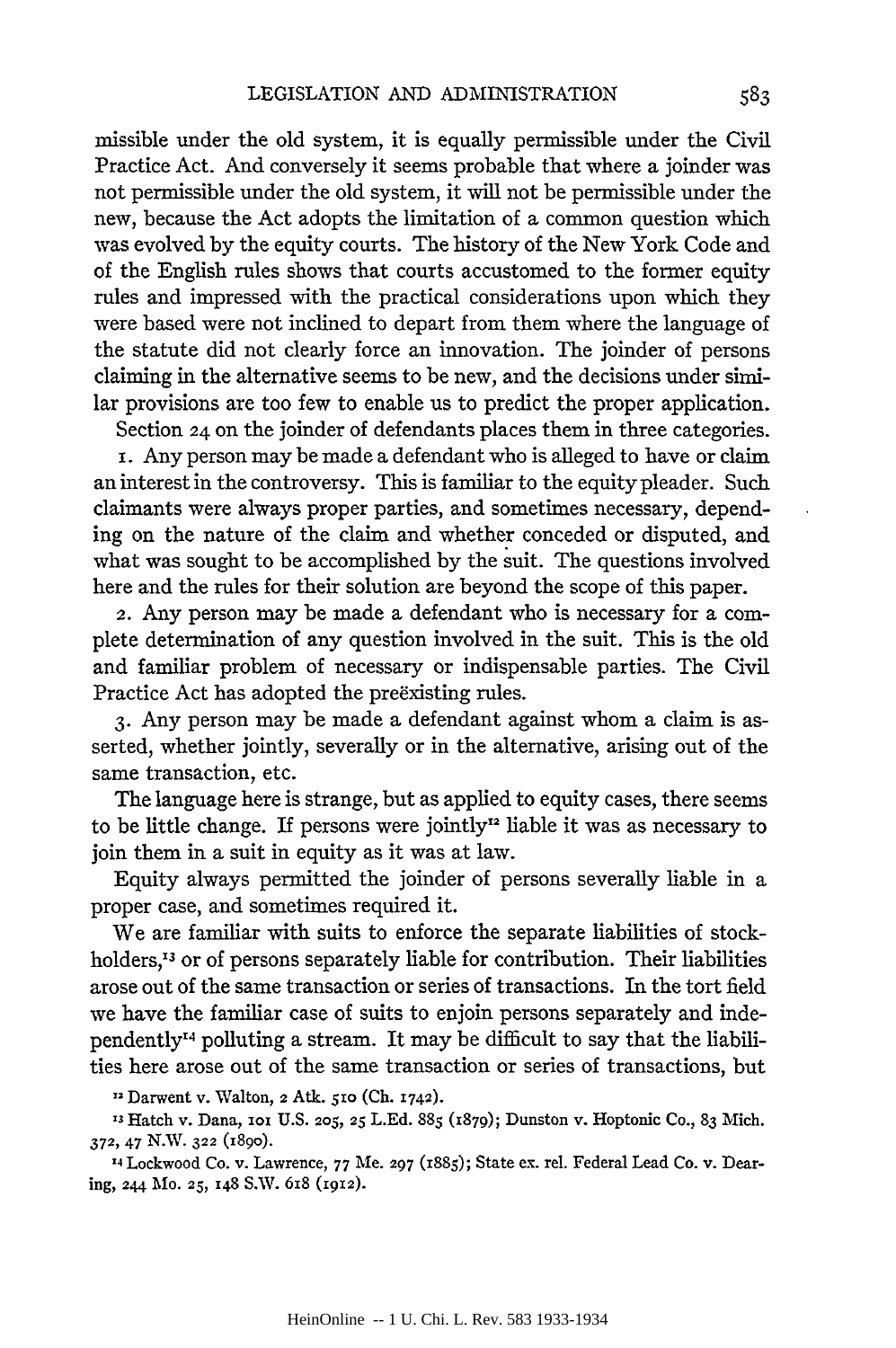missible under the old system, it is equally permissible under the Civil Practice Act. And conversely it seems probable that where a joinder was not permissible under the old system, it will not be permissible under the new, because the Act adopts the limitation of a common question which was evolved by the equity courts. The history of the New York Code and of the English rules shows that courts accustomed to the former equity rules and impressed with the practical considerations upon which they were based were not inclined to depart from them where the language of the statute did not clearly force an innovation. The joinder of persons claiming in the alternative seems to be new, and the decisions under similar provisions are too few to enable us to predict the proper application.

Section 24 on the joinder of defendants places them in three categories.

1. Any person may be made a defendant who is alleged to have or claim an interest in the controversy. This is familiar to the equity pleader. Such claimants were always proper parties, and sometimes necessary, depending on the nature of the claim and whether conceded or disputed, and what was sought to be accomplished by the suit. The questions involved here and the rules for their solution are beyond the scope of this paper.

2. Any person may be made a defendant who is necessary for a complete determination of any question involved in the suit. This is the old and familiar problem of necessary or indispensable parties. The Civil Practice Act has adopted the preëxisting rules.

3. Any person may be made a defendant against whom a claim is asserted, whether jointly, severally or in the alternative, arising out of the same transaction, etc.

The language here is strange, but as applied to equity cases, there seems to be little change. If persons were jointly[12] liable it was as necessary to join them in a suit in equity as it was at law.

Equity always permitted the joinder of persons severally liable in a proper case, and sometimes required it.

We are familiar with suits to enforce the separate liabilities of stockholders,[13] or of persons separately liable for contribution. Their liabilities arose out of the same transaction or series of transactions. In the tort field we have the familiar case of suits to enjoin persons separately and independently[14] polluting a stream. It may be difficult to say that the liabilities here arose out of the same transaction or series of transactions, but

[12] Darwent v. Walton, 2 Atk. 510 (Ch. 1742).

[13] Hatch v. Dana, 101 U.S. 205, 25 L.Ed. 885 (1879); Dunston v. Hoptonic Co., 83 Mich. 372, 47 N.W. 322 (1890).

[14] Lockwood Co. v. Lawrence, 77 Me. 297 (1885); State ex. rel. Federal Lead Co. v. Dearing, 244 Mo. 25, 148 S.W. 618 (1912).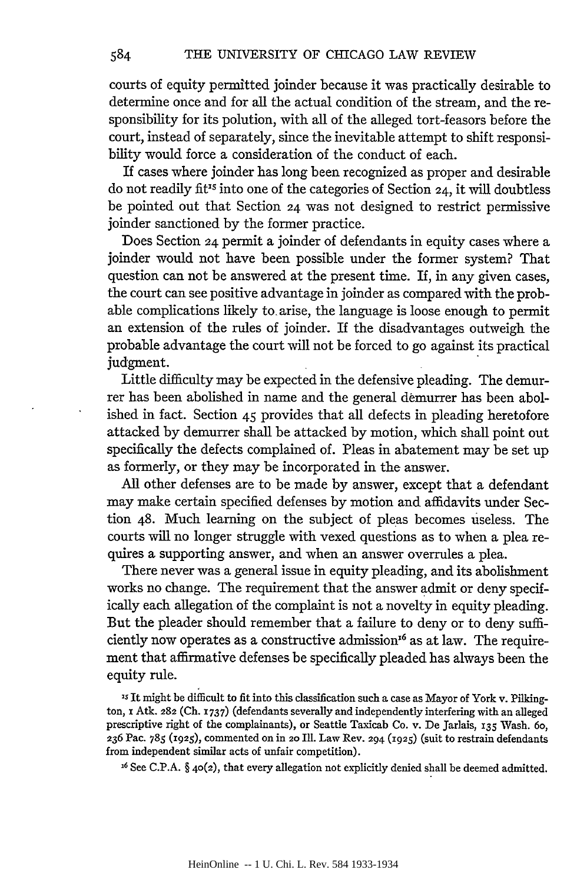courts of equity permitted joinder because it was practically desirable to determine once and for all the actual condition of the stream, and the responsibility for its polution, with all of the alleged tort-feasors before the court, instead of separately, since the inevitable attempt to shift responsibility would force a consideration of the conduct of each.

If cases where joinder has long been recognized as proper and desirable do not readily fit[15] into one of the categories of Section 24, it will doubtless be pointed out that Section 24 was not designed to restrict permissive joinder sanctioned by the former practice.

Does Section 24 permit a joinder of defendants in equity cases where a joinder would not have been possible under the former system? That question can not be answered at the present time. If, in any given cases, the court can see positive advantage in joinder as compared with the probable complications likely to arise, the language is loose enough to permit an extension of the rules of joinder. If the disadvantages outweigh the probable advantage the court will not be forced to go against its practical judgment.

Little difficulty may be expected in the defensive pleading. The demurrer has been abolished in name and the general demurrer has been abolished in fact. Section 45 provides that all defects in pleading heretofore attacked by demurrer shall be attacked by motion, which shall point out specifically the defects complained of. Pleas in abatement may be set up as formerly, or they may be incorporated in the answer.

All other defenses are to be made by answer, except that a defendant may make certain specified defenses by motion and affidavits under Section 48. Much learning on the subject of pleas becomes useless. The courts will no longer struggle with vexed questions as to when a plea requires a supporting answer, and when an answer overrules a plea.

There never was a general issue in equity pleading, and its abolishment works no change. The requirement that the answer admit or deny specifically each allegation of the complaint is not a novelty in equity pleading. But the pleader should remember that a failure to deny or to deny sufficiently now operates as a constructive admission[16] as at law. The requirement that affirmative defenses be specifically pleaded has always been the equity rule.

[15] It might be difficult to fit into this classification such a case as Mayor of York v. Pilkington, 1 Atk. 282 (Ch. 1737) (defendants severally and independently interfering with an alleged prescriptive right of the complainants), or Seattle Taxicab Co. v. De Jarlais, 135 Wash. 60, 236 Pac. 785 (1925), commented on in 20 Ill. Law Rev. 294 (1925) (suit to restrain defendants from independent similar acts of unfair competition).

[16] See C.P.A. § 40(2), that every allegation not explicitly denied shall be deemed admitted.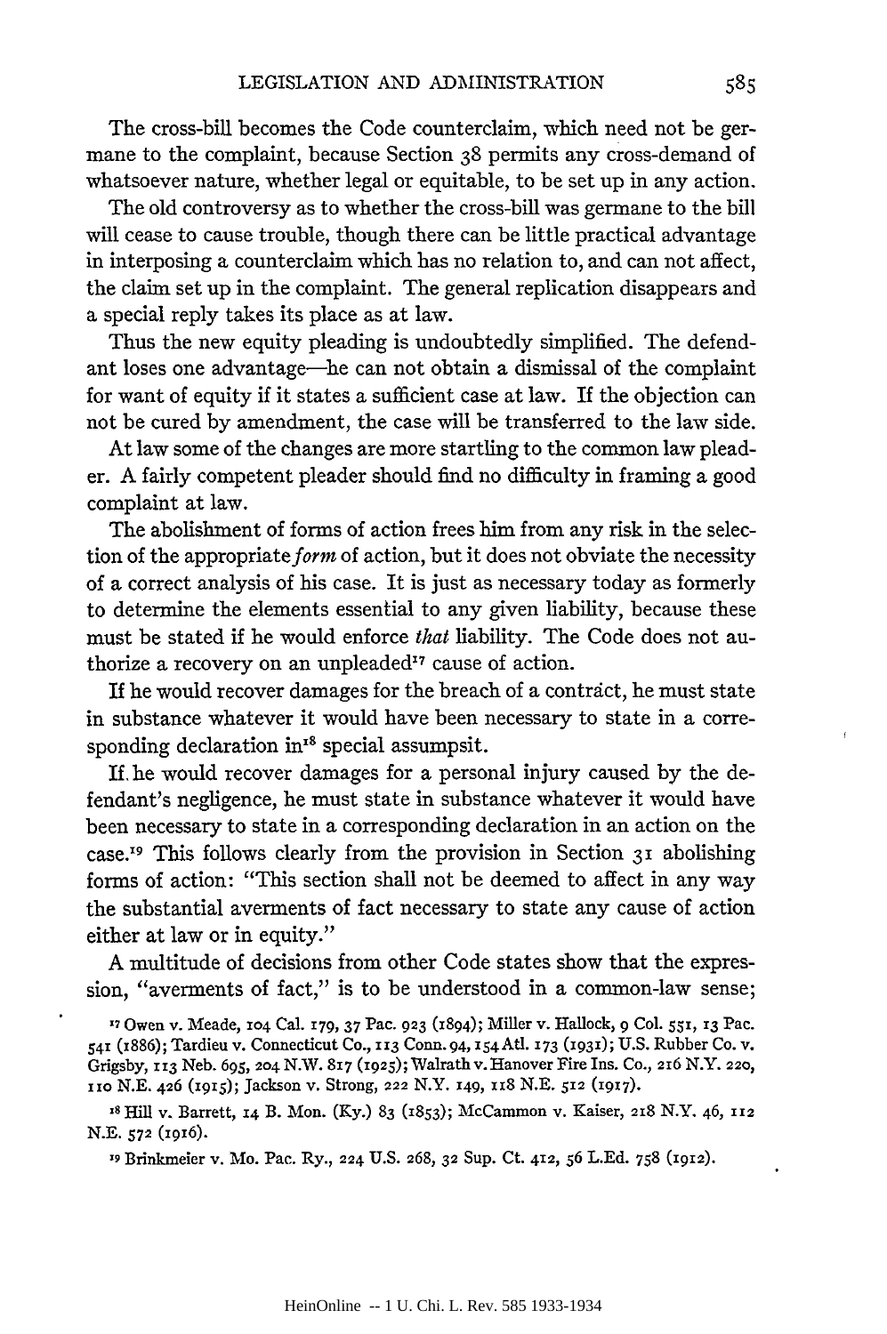The cross-bill becomes the Code counterclaim, which need not be germane to the complaint, because Section 38 permits any cross-demand of whatsoever nature, whether legal or equitable, to be set up in any action.

The old controversy as to whether the cross-bill was germane to the bill will cease to cause trouble, though there can be little practical advantage in interposing a counterclaim which has no relation to, and can not affect, the claim set up in the complaint. The general replication disappears and a special reply takes its place as at law.

Thus the new equity pleading is undoubtedly simplified. The defendant loses one advantage—he can not obtain a dismissal of the complaint for want of equity if it states a sufficient case at law. If the objection can not be cured by amendment, the case will be transferred to the law side.

At law some of the changes are more startling to the common law pleader. A fairly competent pleader should find no difficulty in framing a good complaint at law.

The abolishment of forms of action frees him from any risk in the selection of the appropriate *form* of action, but it does not obviate the necessity of a correct analysis of his case. It is just as necessary today as formerly to determine the elements essential to any given liability, because these must be stated if he would enforce *that* liability. The Code does not authorize a recovery on an unpleaded[17] cause of action.

If he would recover damages for the breach of a contract, he must state in substance whatever it would have been necessary to state in a corresponding declaration in[18] special assumpsit.

If he would recover damages for a personal injury caused by the defendant's negligence, he must state in substance whatever it would have been necessary to state in a corresponding declaration in an action on the case.[19] This follows clearly from the provision in Section 31 abolishing forms of action: "This section shall not be deemed to affect in any way the substantial averments of fact necessary to state any cause of action either at law or in equity."

A multitude of decisions from other Code states show that the expression, "averments of fact," is to be understood in a common-law sense;

[17] Owen v. Meade, 104 Cal. 179, 37 Pac. 923 (1894); Miller v. Hallock, 9 Col. 551, 13 Pac. 541 (1886); Tardieu v. Connecticut Co., 113 Conn. 94, 154 Atl. 173 (1931); U.S. Rubber Co. v. Grigsby, 113 Neb. 695, 204 N.W. 817 (1925); Walrath v. Hanover Fire Ins. Co., 216 N.Y. 220, 110 N.E. 426 (1915); Jackson v. Strong, 222 N.Y. 149, 118 N.E. 512 (1917).

[18] Hill v. Barrett, 14 B. Mon. (Ky.) 83 (1853); McCammon v. Kaiser, 218 N.Y. 46, 112 N.E. 572 (1916).

[19] Brinkmeier v. Mo. Pac. Ry., 224 U.S. 268, 32 Sup. Ct. 412, 56 L.Ed. 758 (1912).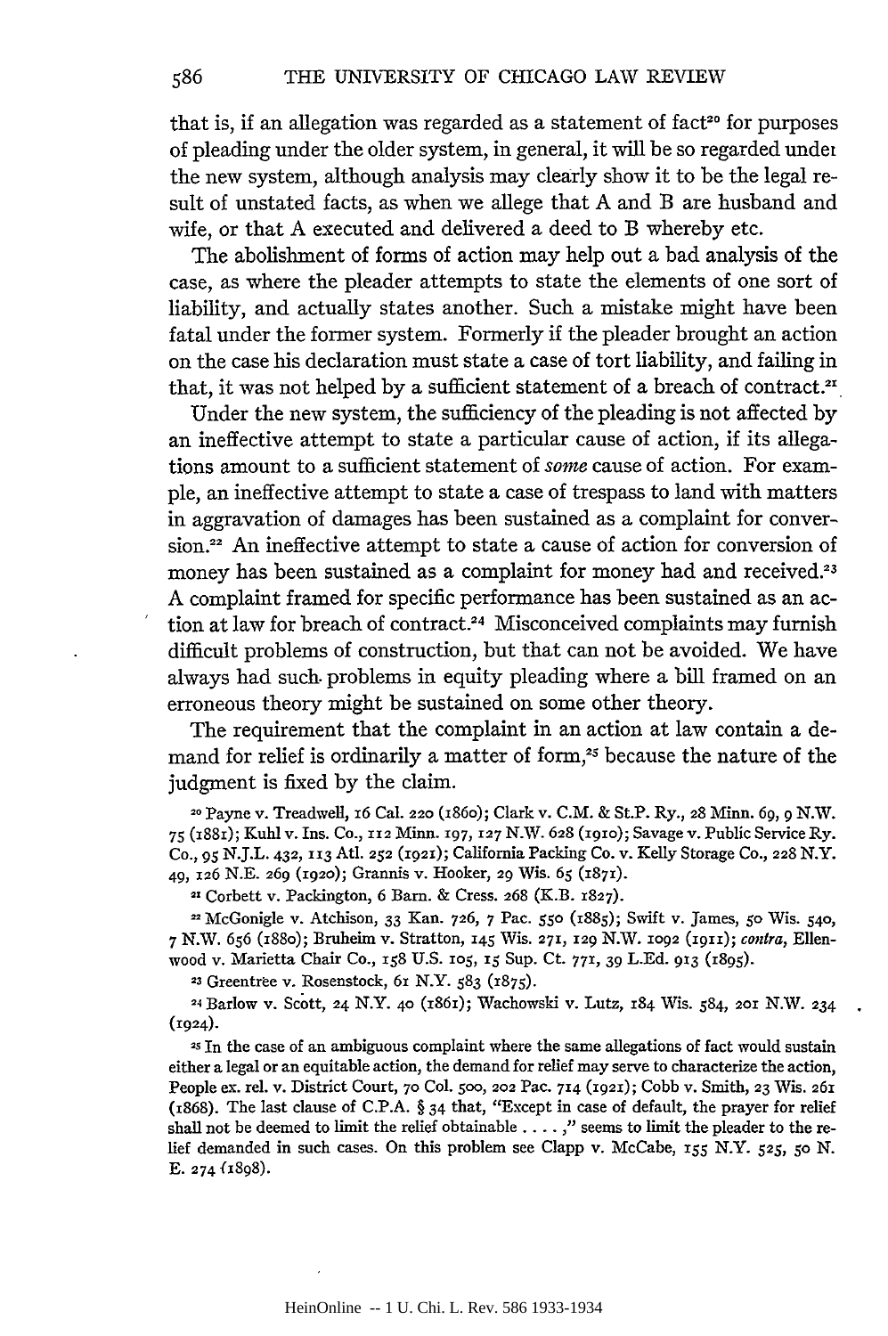that is, if an allegation was regarded as a statement of fact[20] for purposes of pleading under the older system, in general, it will be so regarded under the new system, although analysis may clearly show it to be the legal result of unstated facts, as when we allege that A and B are husband and wife, or that A executed and delivered a deed to B whereby etc.

The abolishment of forms of action may help out a bad analysis of the case, as where the pleader attempts to state the elements of one sort of liability, and actually states another. Such a mistake might have been fatal under the former system. Formerly if the pleader brought an action on the case his declaration must state a case of tort liability, and failing in that, it was not helped by a sufficient statement of a breach of contract.[21]

Under the new system, the sufficiency of the pleading is not affected by an ineffective attempt to state a particular cause of action, if its allegations amount to a sufficient statement of *some* cause of action. For example, an ineffective attempt to state a case of trespass to land with matters in aggravation of damages has been sustained as a complaint for conversion.[22] An ineffective attempt to state a cause of action for conversion of money has been sustained as a complaint for money had and received.[23] A complaint framed for specific performance has been sustained as an action at law for breach of contract.[24] Misconceived complaints may furnish difficult problems of construction, but that can not be avoided. We have always had such problems in equity pleading where a bill framed on an erroneous theory might be sustained on some other theory.

The requirement that the complaint in an action at law contain a demand for relief is ordinarily a matter of form,[25] because the nature of the judgment is fixed by the claim.

[20] Payne v. Treadwell, 16 Cal. 220 (1860); Clark v. C.M. & St.P. Ry., 28 Minn. 69, 9 N.W. 75 (1881); Kuhl v. Ins. Co., 112 Minn. 197, 127 N.W. 628 (1910); Savage v. Public Service Ry. Co., 95 N.J.L. 432, 113 Atl. 252 (1921); California Packing Co. v. Kelly Storage Co., 228 N.Y. 49, 126 N.E. 269 (1920); Grannis v. Hooker, 29 Wis. 65 (1871).

[21] Corbett v. Packington, 6 Barn. & Cress. 268 (K.B. 1827).

[22] McGonigle v. Atchison, 33 Kan. 726, 7 Pac. 550 (1885); Swift v. James, 50 Wis. 540, 7 N.W. 656 (1880); Bruheim v. Stratton, 145 Wis. 271, 129 N.W. 1092 (1911); *contra*, Ellenwood v. Marietta Chair Co., 158 U.S. 105, 15 Sup. Ct. 771, 39 L.Ed. 913 (1895).

[23] Greentree v. Rosenstock, 61 N.Y. 583 (1875).

[24] Barlow v. Scott, 24 N.Y. 40 (1861); Wachowski v. Lutz, 184 Wis. 584, 201 N.W. 234 (1924).

[25] In the case of an ambiguous complaint where the same allegations of fact would sustain either a legal or an equitable action, the demand for relief may serve to characterize the action, People ex. rel. v. District Court, 70 Col. 500, 202 Pac. 714 (1921); Cobb v. Smith, 23 Wis. 261 (1868). The last clause of C.P.A. § 34 that, "Except in case of default, the prayer for relief shall not be deemed to limit the relief obtainable . . . . ," seems to limit the pleader to the relief demanded in such cases. On this problem see Clapp v. McCabe, 155 N.Y. 525, 50 N. E. 274 (1898).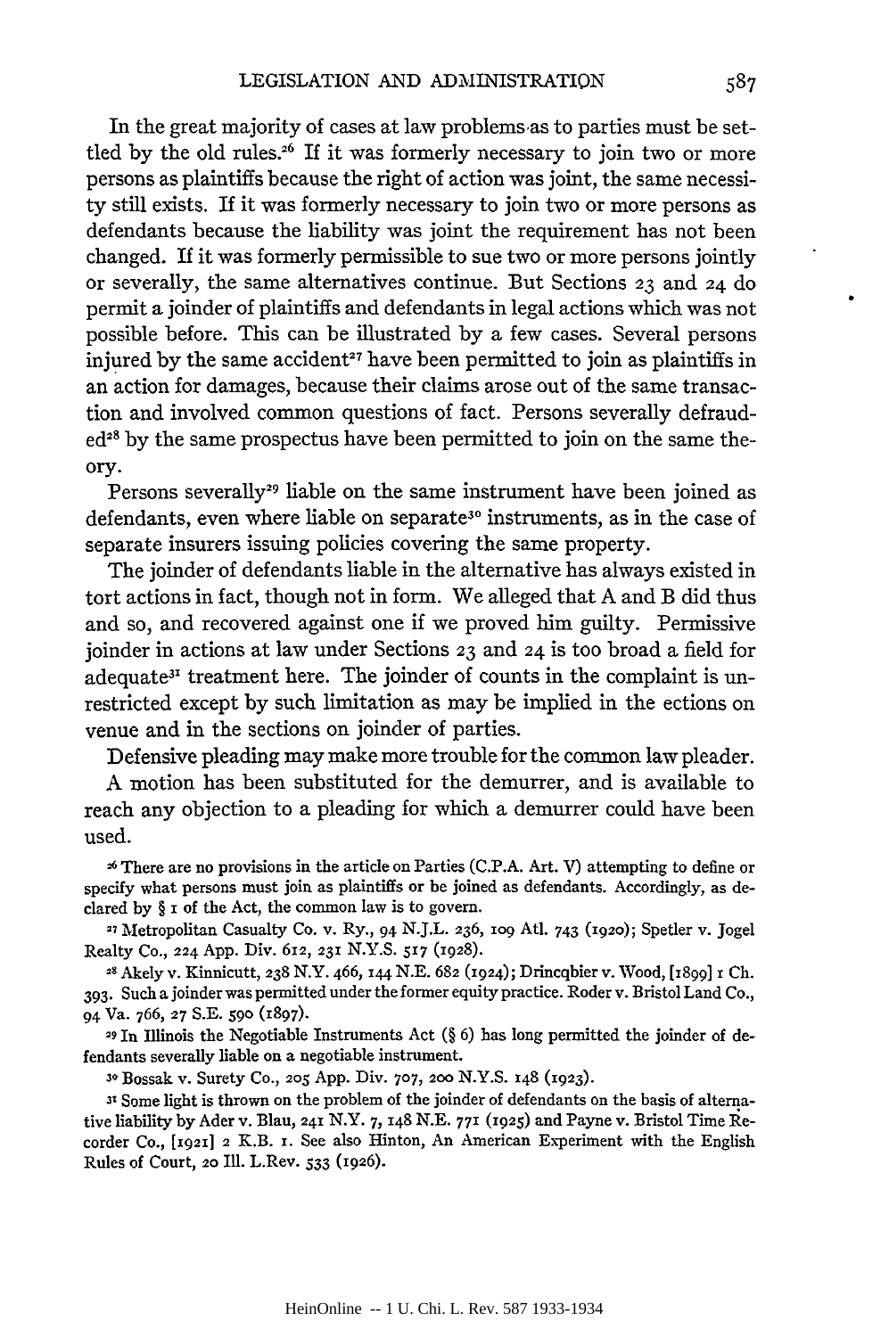In the great majority of cases at law problems as to parties must be settled by the old rules.[26] If it was formerly necessary to join two or more persons as plaintiffs because the right of action was joint, the same necessity still exists. If it was formerly necessary to join two or more persons as defendants because the liability was joint the requirement has not been changed. If it was formerly permissible to sue two or more persons jointly or severally, the same alternatives continue. But Sections 23 and 24 do permit a joinder of plaintiffs and defendants in legal actions which was not possible before. This can be illustrated by a few cases. Several persons injured by the same accident[27] have been permitted to join as plaintiffs in an action for damages, because their claims arose out of the same transaction and involved common questions of fact. Persons severally defrauded[28] by the same prospectus have been permitted to join on the same theory.

Persons severally[29] liable on the same instrument have been joined as defendants, even where liable on separate[30] instruments, as in the case of separate insurers issuing policies covering the same property.

The joinder of defendants liable in the alternative has always existed in tort actions in fact, though not in form. We alleged that A and B did thus and so, and recovered against one if we proved him guilty. Permissive joinder in actions at law under Sections 23 and 24 is too broad a field for adequate[31] treatment here. The joinder of counts in the complaint is unrestricted except by such limitation as may be implied in the ections on venue and in the sections on joinder of parties.

Defensive pleading may make more trouble for the common law pleader. A motion has been substituted for the demurrer, and is available to reach any objection to a pleading for which a demurrer could have been used.

[26] There are no provisions in the article on Parties (C.P.A. Art. V) attempting to define or specify what persons must join as plaintiffs or be joined as defendants. Accordingly, as declared by § 1 of the Act, the common law is to govern.

[27] Metropolitan Casualty Co. v. Ry., 94 N.J.L. 236, 109 Atl. 743 (1920); Spetler v. Jogel Realty Co., 224 App. Div. 612, 231 N.Y.S. 517 (1928).

[28] Akely v. Kinnicutt, 238 N.Y. 466, 144 N.E. 682 (1924); Drincqbier v. Wood, [1899] 1 Ch. 393. Such a joinder was permitted under the former equity practice. Roder v. Bristol Land Co., 94 Va. 766, 27 S.E. 590 (1897).

[29] In Illinois the Negotiable Instruments Act (§ 6) has long permitted the joinder of defendants severally liable on a negotiable instrument.

[30] Bossak v. Surety Co., 205 App. Div. 707, 200 N.Y.S. 148 (1923).

[31] Some light is thrown on the problem of the joinder of defendants on the basis of alternative liability by Ader v. Blau, 241 N.Y. 7, 148 N.E. 771 (1925) and Payne v. Bristol Time Recorder Co., [1921] 2 K.B. 1. See also Hinton, An American Experiment with the English Rules of Court, 20 Ill. L.Rev. 533 (1926).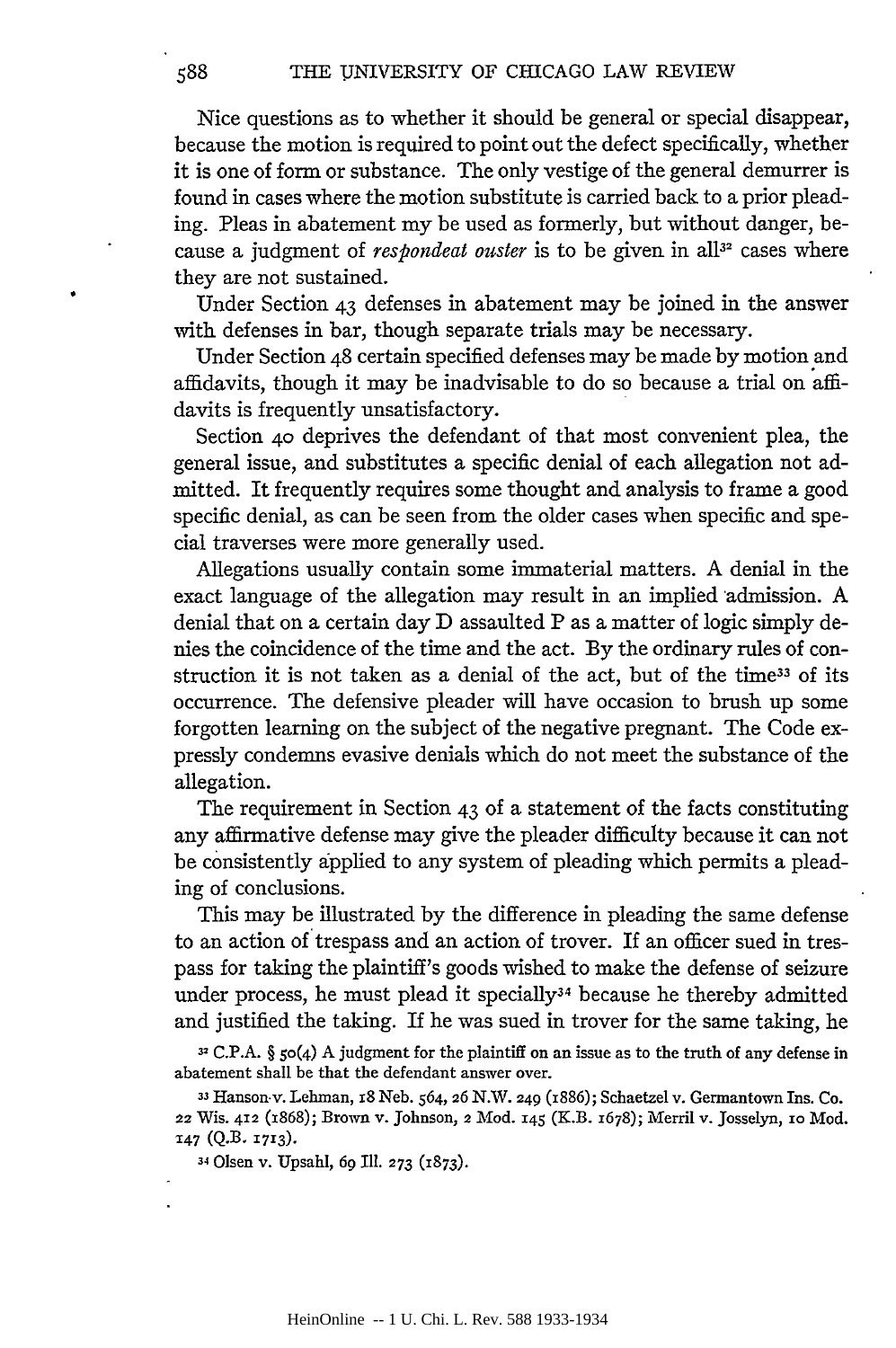Nice questions as to whether it should be general or special disappear, because the motion is required to point out the defect specifically, whether it is one of form or substance. The only vestige of the general demurrer is found in cases where the motion substitute is carried back to a prior pleading. Pleas in abatement my be used as formerly, but without danger, because a judgment of *respondeat ouster* is to be given in all[32] cases where they are not sustained.

Under Section 43 defenses in abatement may be joined in the answer with defenses in bar, though separate trials may be necessary.

Under Section 48 certain specified defenses may be made by motion and affidavits, though it may be inadvisable to do so because a trial on affidavits is frequently unsatisfactory.

Section 40 deprives the defendant of that most convenient plea, the general issue, and substitutes a specific denial of each allegation not admitted. It frequently requires some thought and analysis to frame a good specific denial, as can be seen from the older cases when specific and special traverses were more generally used.

Allegations usually contain some immaterial matters. A denial in the exact language of the allegation may result in an implied admission. A denial that on a certain day D assaulted P as a matter of logic simply denies the coincidence of the time and the act. By the ordinary rules of construction it is not taken as a denial of the act, but of the time[33] of its occurrence. The defensive pleader will have occasion to brush up some forgotten learning on the subject of the negative pregnant. The Code expressly condemns evasive denials which do not meet the substance of the allegation.

The requirement in Section 43 of a statement of the facts constituting any affirmative defense may give the pleader difficulty because it can not be consistently applied to any system of pleading which permits a pleading of conclusions.

This may be illustrated by the difference in pleading the same defense to an action of trespass and an action of trover. If an officer sued in trespass for taking the plaintiff's goods wished to make the defense of seizure under process, he must plead it specially[34] because he thereby admitted and justified the taking. If he was sued in trover for the same taking, he

[32] C.P.A. § 50(4) A judgment for the plaintiff on an issue as to the truth of any defense in abatement shall be that the defendant answer over.

[33] Hanson v. Lehman, 18 Neb. 564, 26 N.W. 249 (1886); Schaetzel v. Germantown Ins. Co. 22 Wis. 412 (1868); Brown v. Johnson, 2 Mod. 145 (K.B. 1678); Merril v. Josselyn, 10 Mod. 147 (Q.B. 1713).

[34] Olsen v. Upsahl, 69 Ill. 273 (1873).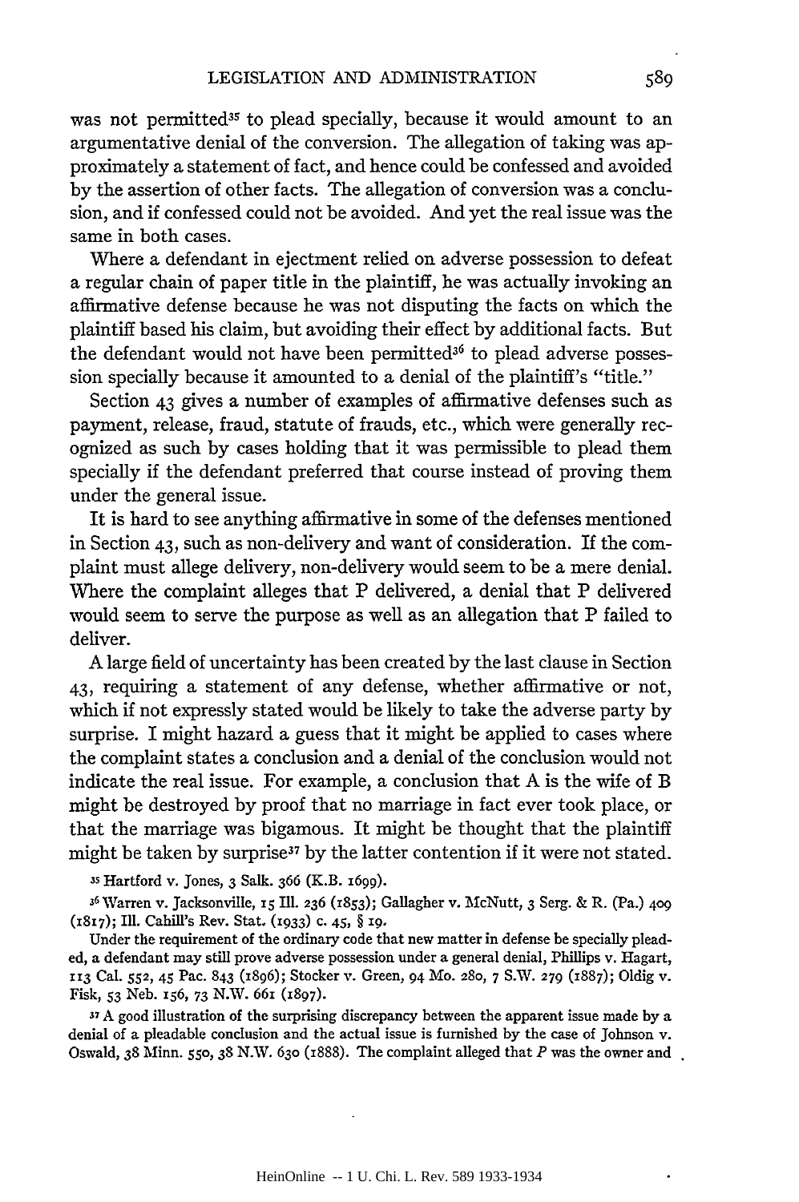was not permitted[35] to plead specially, because it would amount to an argumentative denial of the conversion. The allegation of taking was approximately a statement of fact, and hence could be confessed and avoided by the assertion of other facts. The allegation of conversion was a conclusion, and if confessed could not be avoided. And yet the real issue was the same in both cases.

Where a defendant in ejectment relied on adverse possession to defeat a regular chain of paper title in the plaintiff, he was actually invoking an affirmative defense because he was not disputing the facts on which the plaintiff based his claim, but avoiding their effect by additional facts. But the defendant would not have been permitted[36] to plead adverse possession specially because it amounted to a denial of the plaintiff's "title."

Section 43 gives a number of examples of affirmative defenses such as payment, release, fraud, statute of frauds, etc., which were generally recognized as such by cases holding that it was permissible to plead them specially if the defendant preferred that course instead of proving them under the general issue.

It is hard to see anything affirmative in some of the defenses mentioned in Section 43, such as non-delivery and want of consideration. If the complaint must allege delivery, non-delivery would seem to be a mere denial. Where the complaint alleges that P delivered, a denial that P delivered would seem to serve the purpose as well as an allegation that P failed to deliver.

A large field of uncertainty has been created by the last clause in Section 43, requiring a statement of any defense, whether affirmative or not, which if not expressly stated would be likely to take the adverse party by surprise. I might hazard a guess that it might be applied to cases where the complaint states a conclusion and a denial of the conclusion would not indicate the real issue. For example, a conclusion that A is the wife of B might be destroyed by proof that no marriage in fact ever took place, or that the marriage was bigamous. It might be thought that the plaintiff might be taken by surprise[37] by the latter contention if it were not stated.

[35] Hartford v. Jones, 3 Salk. 366 (K.B. 1699).

[36] Warren v. Jacksonville, 15 Ill. 236 (1853); Gallagher v. McNutt, 3 Serg. & R. (Pa.) 409 (1817); Ill. Cahill's Rev. Stat. (1933) c. 45, § 19.

Under the requirement of the ordinary code that new matter in defense be specially pleaded, a defendant may still prove adverse possession under a general denial, Phillips v. Hagart, 113 Cal. 552, 45 Pac. 843 (1896); Stocker v. Green, 94 Mo. 280, 7 S.W. 279 (1887); Oldig v. Fisk, 53 Neb. 156, 73 N.W. 661 (1897).

[37] A good illustration of the surprising discrepancy between the apparent issue made by a denial of a pleadable conclusion and the actual issue is furnished by the case of Johnson v. Oswald, 38 Minn. 550, 38 N.W. 630 (1888). The complaint alleged that *P* was the owner and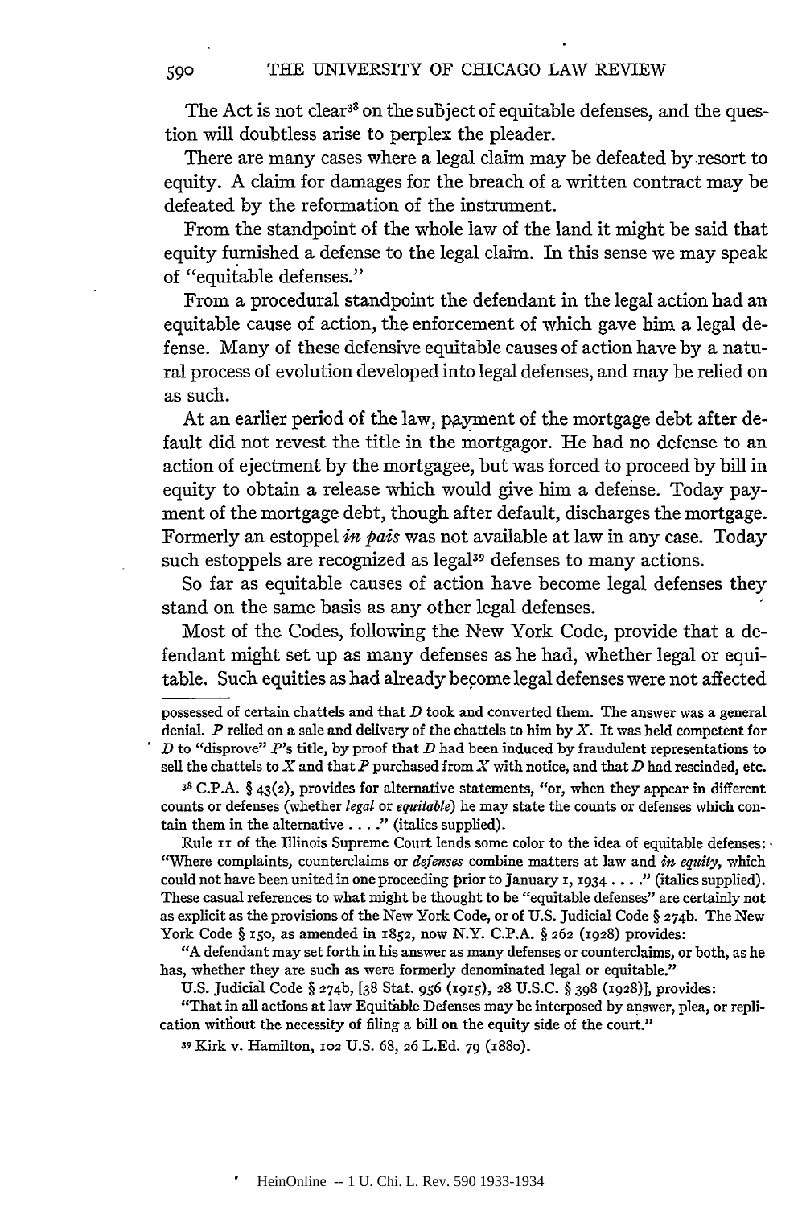The Act is not clear[38] on the subject of equitable defenses, and the question will doubtless arise to perplex the pleader.

There are many cases where a legal claim may be defeated by resort to equity. A claim for damages for the breach of a written contract may be defeated by the reformation of the instrument.

From the standpoint of the whole law of the land it might be said that equity furnished a defense to the legal claim. In this sense we may speak of "equitable defenses."

From a procedural standpoint the defendant in the legal action had an equitable cause of action, the enforcement of which gave him a legal defense. Many of these defensive equitable causes of action have by a natural process of evolution developed into legal defenses, and may be relied on as such.

At an earlier period of the law, payment of the mortgage debt after default did not revest the title in the mortgagor. He had no defense to an action of ejectment by the mortgagee, but was forced to proceed by bill in equity to obtain a release which would give him a defense. Today payment of the mortgage debt, though after default, discharges the mortgage. Formerly an estoppel *in pais* was not available at law in any case. Today such estoppels are recognized as legal[39] defenses to many actions.

So far as equitable causes of action have become legal defenses they stand on the same basis as any other legal defenses.

Most of the Codes, following the New York Code, provide that a defendant might set up as many defenses as he had, whether legal or equitable. Such equities as had already become legal defenses were not affected

---

possessed of certain chattels and that *D* took and converted them. The answer was a general denial. *P* relied on a sale and delivery of the chattels to him by *X*. It was held competent for *D* to "disprove" *P*'s title, by proof that *D* had been induced by fraudulent representations to sell the chattels to *X* and that *P* purchased from *X* with notice, and that *D* had rescinded, etc.

[38] C.P.A. § 43(2), provides for alternative statements, "or, when they appear in different counts or defenses (whether *legal* or *equitable*) he may state the counts or defenses which contain them in the alternative . . . ." (italics supplied).

Rule 11 of the Illinois Supreme Court lends some color to the idea of equitable defenses: "Where complaints, counterclaims or *defenses* combine matters at law and *in equity*, which could not have been united in one proceeding prior to January 1, 1934 . . . ." (italics supplied). These casual references to what might be thought to be "equitable defenses" are certainly not as explicit as the provisions of the New York Code, or of U.S. Judicial Code § 274b. The New York Code § 150, as amended in 1852, now N.Y. C.P.A. § 262 (1928) provides:

"A defendant may set forth in his answer as many defenses or counterclaims, or both, as he has, whether they are such as were formerly denominated legal or equitable."

U.S. Judicial Code § 274b, [38 Stat. 956 (1915), 28 U.S.C. § 398 (1928)], provides:

"That in all actions at law Equitable Defenses may be interposed by answer, plea, or replication without the necessity of filing a bill on the equity side of the court."

[39] Kirk v. Hamilton, 102 U.S. 68, 26 L.Ed. 79 (1880).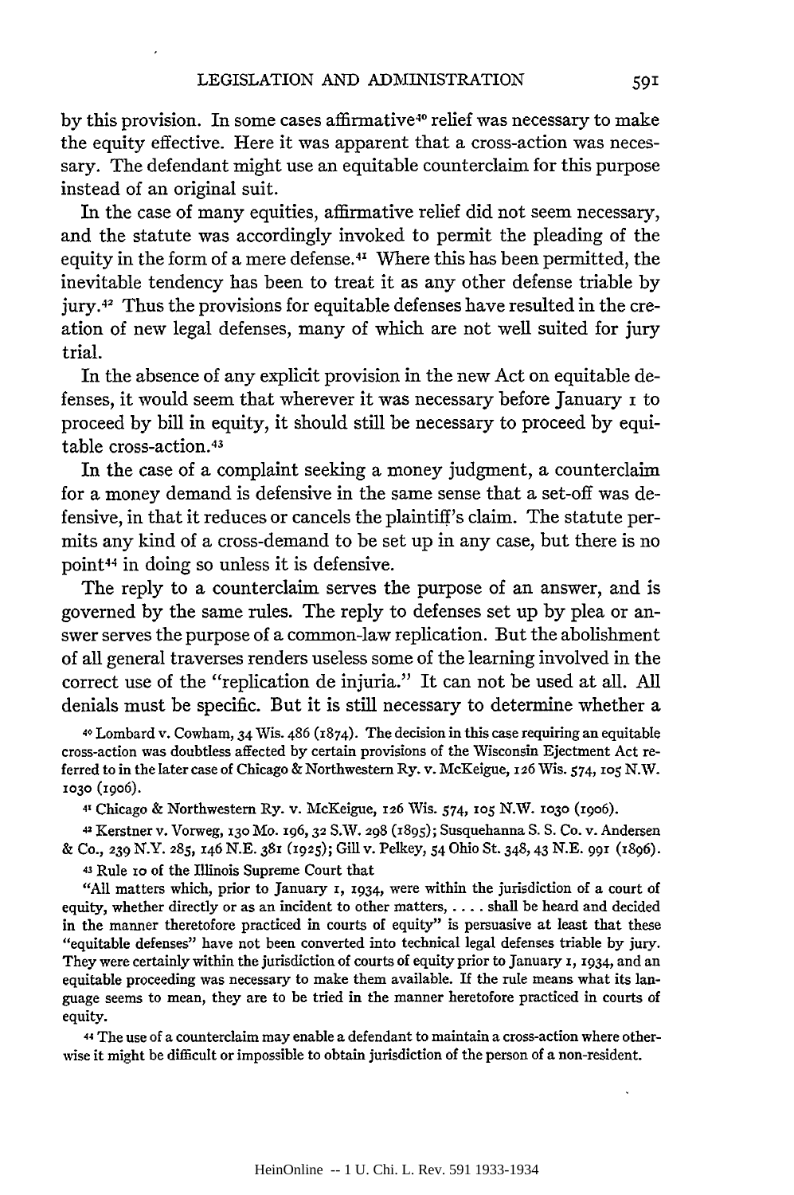by this provision. In some cases affirmative[40] relief was necessary to make the equity effective. Here it was apparent that a cross-action was necessary. The defendant might use an equitable counterclaim for this purpose instead of an original suit.

In the case of many equities, affirmative relief did not seem necessary, and the statute was accordingly invoked to permit the pleading of the equity in the form of a mere defense.[41] Where this has been permitted, the inevitable tendency has been to treat it as any other defense triable by jury.[42] Thus the provisions for equitable defenses have resulted in the creation of new legal defenses, many of which are not well suited for jury trial.

In the absence of any explicit provision in the new Act on equitable defenses, it would seem that wherever it was necessary before January 1 to proceed by bill in equity, it should still be necessary to proceed by equitable cross-action.[43]

In the case of a complaint seeking a money judgment, a counterclaim for a money demand is defensive in the same sense that a set-off was defensive, in that it reduces or cancels the plaintiff's claim. The statute permits any kind of a cross-demand to be set up in any case, but there is no point[44] in doing so unless it is defensive.

The reply to a counterclaim serves the purpose of an answer, and is governed by the same rules. The reply to defenses set up by plea or answer serves the purpose of a common-law replication. But the abolishment of all general traverses renders useless some of the learning involved in the correct use of the "replication de injuria." It can not be used at all. All denials must be specific. But it is still necessary to determine whether a

---

[40] Lombard v. Cowham, 34 Wis. 486 (1874). The decision in this case requiring an equitable cross-action was doubtless affected by certain provisions of the Wisconsin Ejectment Act referred to in the later case of Chicago & Northwestern Ry. v. McKeigue, 126 Wis. 574, 105 N.W. 1030 (1906).

[41] Chicago & Northwestern Ry. v. McKeigue, 126 Wis. 574, 105 N.W. 1030 (1906).

[42] Kerstner v. Vorweg, 130 Mo. 196, 32 S.W. 298 (1895); Susquehanna S. S. Co. v. Andersen & Co., 239 N.Y. 285, 146 N.E. 381 (1925); Gill v. Pelkey, 54 Ohio St. 348, 43 N.E. 991 (1896).

[43] Rule 10 of the Illinois Supreme Court that

"All matters which, prior to January 1, 1934, were within the jurisdiction of a court of equity, whether directly or as an incident to other matters, .... shall be heard and decided in the manner theretofore practiced in courts of equity" is persuasive at least that these "equitable defenses" have not been converted into technical legal defenses triable by jury. They were certainly within the jurisdiction of courts of equity prior to January 1, 1934, and an equitable proceeding was necessary to make them available. If the rule means what its language seems to mean, they are to be tried in the manner heretofore practiced in courts of equity.

[44] The use of a counterclaim may enable a defendant to maintain a cross-action where otherwise it might be difficult or impossible to obtain jurisdiction of the person of a non-resident.